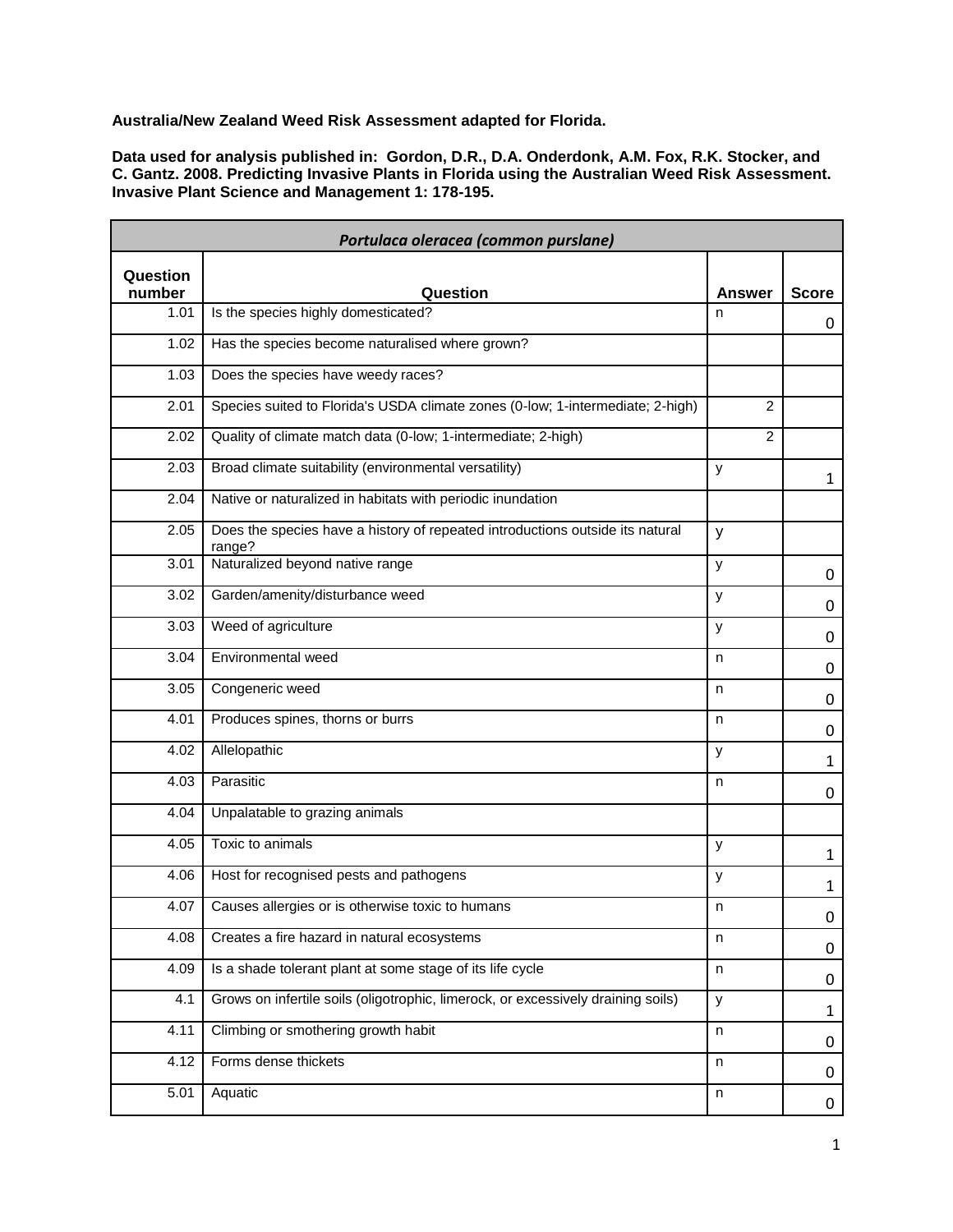**Australia/New Zealand Weed Risk Assessment adapted for Florida.**

**Data used for analysis published in: Gordon, D.R., D.A. Onderdonk, A.M. Fox, R.K. Stocker, and C. Gantz. 2008. Predicting Invasive Plants in Florida using the Australian Weed Risk Assessment. Invasive Plant Science and Management 1: 178-195.**

| *Portulaca oleracea (common purslane)* | | | |
|---|---|---|---|
| **Question number** | **Question** | **Answer** | **Score** |
| 1.01 | Is the species highly domesticated? | n | 0 |
| 1.02 | Has the species become naturalised where grown? | | |
| 1.03 | Does the species have weedy races? | | |
| 2.01 | Species suited to Florida's USDA climate zones (0-low; 1-intermediate; 2-high) | 2 | |
| 2.02 | Quality of climate match data (0-low; 1-intermediate; 2-high) | 2 | |
| 2.03 | Broad climate suitability (environmental versatility) | y | 1 |
| 2.04 | Native or naturalized in habitats with periodic inundation | | |
| 2.05 | Does the species have a history of repeated introductions outside its natural range? | y | |
| 3.01 | Naturalized beyond native range | y | 0 |
| 3.02 | Garden/amenity/disturbance weed | y | 0 |
| 3.03 | Weed of agriculture | y | 0 |
| 3.04 | Environmental weed | n | 0 |
| 3.05 | Congeneric weed | n | 0 |
| 4.01 | Produces spines, thorns or burrs | n | 0 |
| 4.02 | Allelopathic | y | 1 |
| 4.03 | Parasitic | n | 0 |
| 4.04 | Unpalatable to grazing animals | | |
| 4.05 | Toxic to animals | y | 1 |
| 4.06 | Host for recognised pests and pathogens | y | 1 |
| 4.07 | Causes allergies or is otherwise toxic to humans | n | 0 |
| 4.08 | Creates a fire hazard in natural ecosystems | n | 0 |
| 4.09 | Is a shade tolerant plant at some stage of its life cycle | n | 0 |
| 4.1 | Grows on infertile soils (oligotrophic, limerock, or excessively draining soils) | y | 1 |
| 4.11 | Climbing or smothering growth habit | n | 0 |
| 4.12 | Forms dense thickets | n | 0 |
| 5.01 | Aquatic | n | 0 |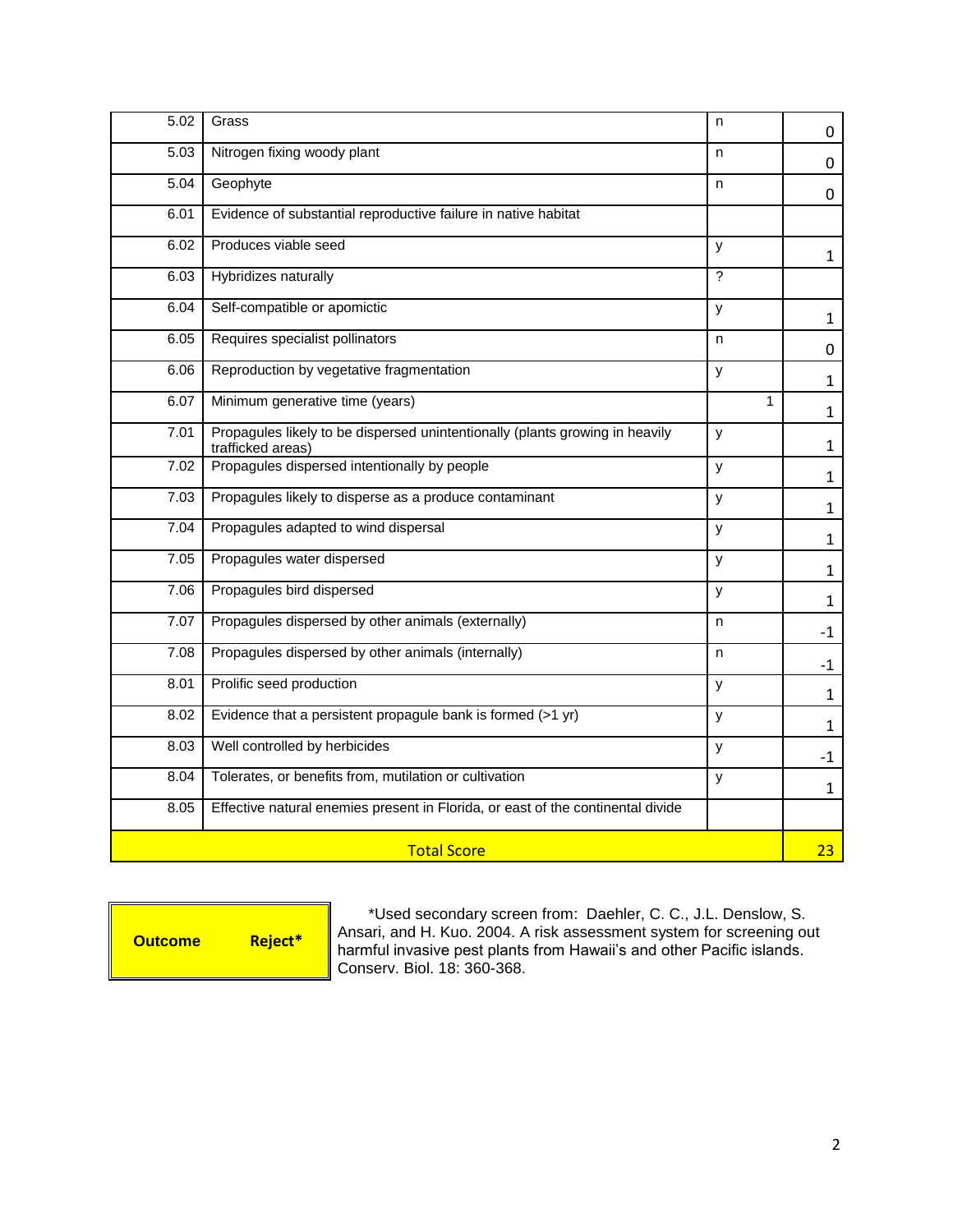| | | | |
|---|---|---|---|
| 5.02 | Grass | n | 0 |
| 5.03 | Nitrogen fixing woody plant | n | 0 |
| 5.04 | Geophyte | n | 0 |
| 6.01 | Evidence of substantial reproductive failure in native habitat | | |
| 6.02 | Produces viable seed | y | 1 |
| 6.03 | Hybridizes naturally | ? | |
| 6.04 | Self-compatible or apomictic | y | 1 |
| 6.05 | Requires specialist pollinators | n | 0 |
| 6.06 | Reproduction by vegetative fragmentation | y | 1 |
| 6.07 | Minimum generative time (years) | 1 | 1 |
| 7.01 | Propagules likely to be dispersed unintentionally (plants growing in heavily trafficked areas) | y | 1 |
| 7.02 | Propagules dispersed intentionally by people | y | 1 |
| 7.03 | Propagules likely to disperse as a produce contaminant | y | 1 |
| 7.04 | Propagules adapted to wind dispersal | y | 1 |
| 7.05 | Propagules water dispersed | y | 1 |
| 7.06 | Propagules bird dispersed | y | 1 |
| 7.07 | Propagules dispersed by other animals (externally) | n | -1 |
| 7.08 | Propagules dispersed by other animals (internally) | n | -1 |
| 8.01 | Prolific seed production | y | 1 |
| 8.02 | Evidence that a persistent propagule bank is formed (>1 yr) | y | 1 |
| 8.03 | Well controlled by herbicides | y | -1 |
| 8.04 | Tolerates, or benefits from, mutilation or cultivation | y | 1 |
| 8.05 | Effective natural enemies present in Florida, or east of the continental divide | | |
| | Total Score | | 23 |

| Outcome | Reject* |
|---|---|

*Used secondary screen from: Daehler, C. C., J.L. Denslow, S. Ansari, and H. Kuo. 2004. A risk assessment system for screening out harmful invasive pest plants from Hawaii's and other Pacific islands. Conserv. Biol. 18: 360-368.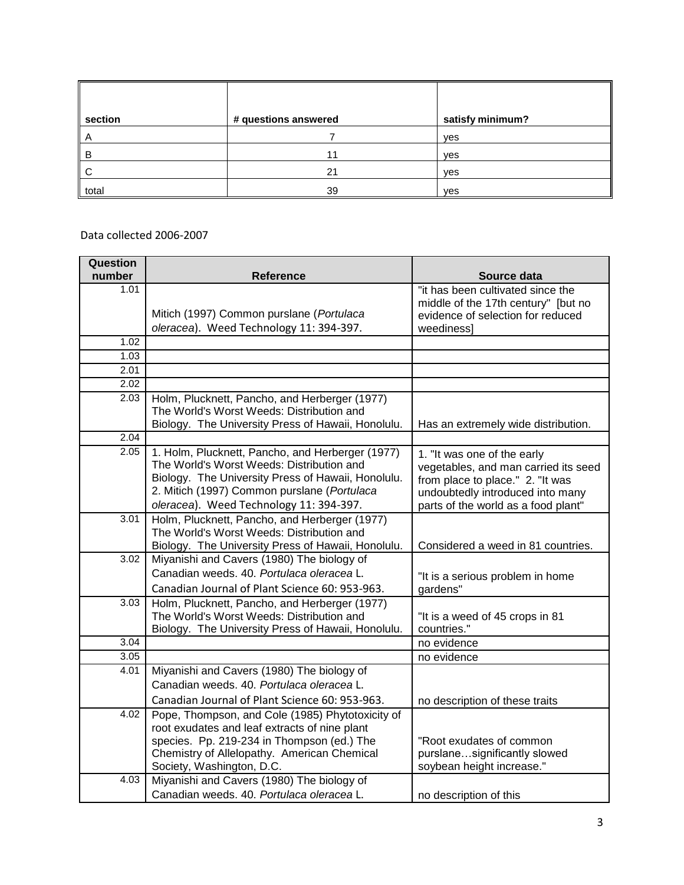| section | # questions answered | satisfy minimum? |
| --- | --- | --- |
| A | 7 | yes |
| B | 11 | yes |
| C | 21 | yes |
| total | 39 | yes |

Data collected 2006-2007

| Question number | Reference | Source data |
| --- | --- | --- |
| 1.01 | Mitich (1997) Common purslane (*Portulaca oleracea*). Weed Technology 11: 394-397. | "it has been cultivated since the middle of the 17th century" [but no evidence of selection for reduced weediness] |
| 1.02 | | |
| 1.03 | | |
| 2.01 | | |
| 2.02 | | |
| 2.03 | Holm, Plucknett, Pancho, and Herberger (1977) The World's Worst Weeds: Distribution and Biology. The University Press of Hawaii, Honolulu. | Has an extremely wide distribution. |
| 2.04 | | |
| 2.05 | 1. Holm, Plucknett, Pancho, and Herberger (1977) The World's Worst Weeds: Distribution and Biology. The University Press of Hawaii, Honolulu. 2. Mitich (1997) Common purslane (*Portulaca oleracea*). Weed Technology 11: 394-397. | 1. "It was one of the early vegetables, and man carried its seed from place to place." 2. "It was undoubtedly introduced into many parts of the world as a food plant" |
| 3.01 | Holm, Plucknett, Pancho, and Herberger (1977) The World's Worst Weeds: Distribution and Biology. The University Press of Hawaii, Honolulu. | Considered a weed in 81 countries. |
| 3.02 | Miyanishi and Cavers (1980) The biology of Canadian weeds. 40. *Portulaca oleracea* L. Canadian Journal of Plant Science 60: 953-963. | "It is a serious problem in home gardens" |
| 3.03 | Holm, Plucknett, Pancho, and Herberger (1977) The World's Worst Weeds: Distribution and Biology. The University Press of Hawaii, Honolulu. | "It is a weed of 45 crops in 81 countries." |
| 3.04 | | no evidence |
| 3.05 | | no evidence |
| 4.01 | Miyanishi and Cavers (1980) The biology of Canadian weeds. 40. *Portulaca oleracea* L. Canadian Journal of Plant Science 60: 953-963. | no description of these traits |
| 4.02 | Pope, Thompson, and Cole (1985) Phytotoxicity of root exudates and leaf extracts of nine plant species. Pp. 219-234 in Thompson (ed.) The Chemistry of Allelopathy. American Chemical Society, Washington, D.C. | "Root exudates of common purslane…significantly slowed soybean height increase." |
| 4.03 | Miyanishi and Cavers (1980) The biology of Canadian weeds. 40. *Portulaca oleracea* L. | no description of this |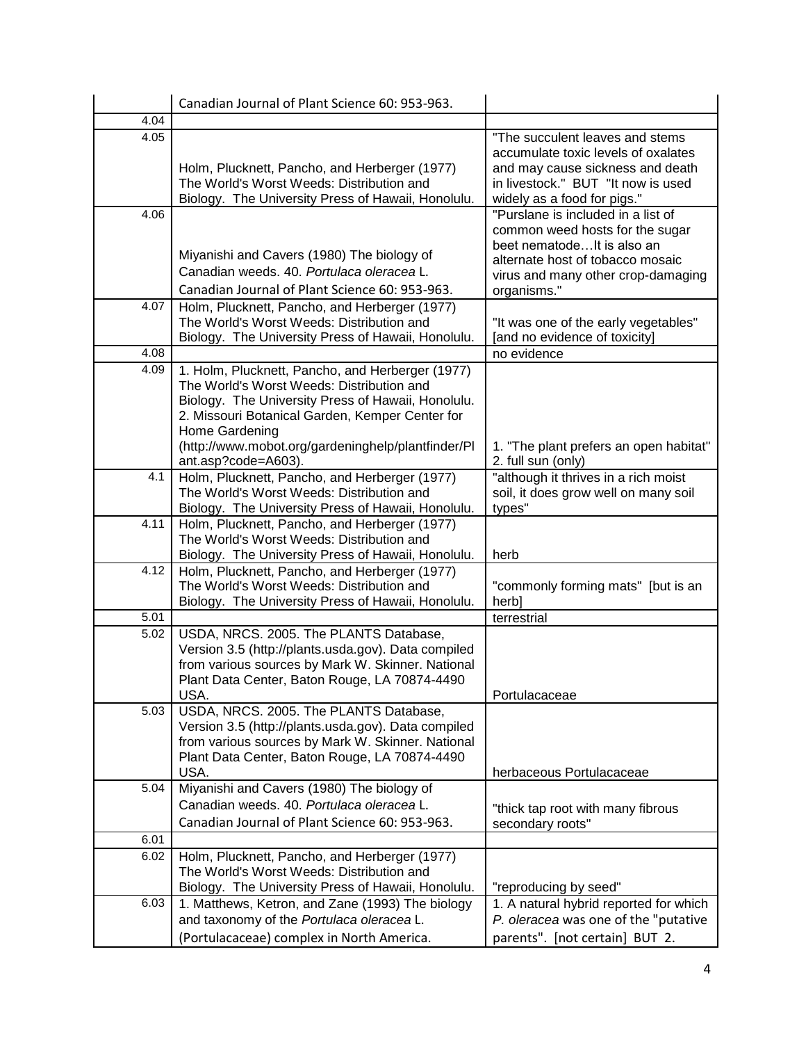| | | |
|---|---|---|
| | Canadian Journal of Plant Science 60: 953-963. | |
| 4.04 | | |
| 4.05 | Holm, Plucknett, Pancho, and Herberger (1977) The World's Worst Weeds: Distribution and Biology. The University Press of Hawaii, Honolulu. | "The succulent leaves and stems accumulate toxic levels of oxalates and may cause sickness and death in livestock." BUT "It now is used widely as a food for pigs." |
| 4.06 | Miyanishi and Cavers (1980) The biology of Canadian weeds. 40. *Portulaca oleracea* L. Canadian Journal of Plant Science 60: 953-963. | "Purslane is included in a list of common weed hosts for the sugar beet nematode…It is also an alternate host of tobacco mosaic virus and many other crop-damaging organisms." |
| 4.07 | Holm, Plucknett, Pancho, and Herberger (1977) The World's Worst Weeds: Distribution and Biology. The University Press of Hawaii, Honolulu. | "It was one of the early vegetables" [and no evidence of toxicity] |
| 4.08 | | no evidence |
| 4.09 | 1. Holm, Plucknett, Pancho, and Herberger (1977) The World's Worst Weeds: Distribution and Biology. The University Press of Hawaii, Honolulu. 2. Missouri Botanical Garden, Kemper Center for Home Gardening (http://www.mobot.org/gardeninghelp/plantfinder/Plant.asp?code=A603). | 1. "The plant prefers an open habitat" 2. full sun (only) |
| 4.1 | Holm, Plucknett, Pancho, and Herberger (1977) The World's Worst Weeds: Distribution and Biology. The University Press of Hawaii, Honolulu. | "although it thrives in a rich moist soil, it does grow well on many soil types" |
| 4.11 | Holm, Plucknett, Pancho, and Herberger (1977) The World's Worst Weeds: Distribution and Biology. The University Press of Hawaii, Honolulu. | herb |
| 4.12 | Holm, Plucknett, Pancho, and Herberger (1977) The World's Worst Weeds: Distribution and Biology. The University Press of Hawaii, Honolulu. | "commonly forming mats" [but is an herb] |
| 5.01 | | terrestrial |
| 5.02 | USDA, NRCS. 2005. The PLANTS Database, Version 3.5 (http://plants.usda.gov). Data compiled from various sources by Mark W. Skinner. National Plant Data Center, Baton Rouge, LA 70874-4490 USA. | Portulacaceae |
| 5.03 | USDA, NRCS. 2005. The PLANTS Database, Version 3.5 (http://plants.usda.gov). Data compiled from various sources by Mark W. Skinner. National Plant Data Center, Baton Rouge, LA 70874-4490 USA. | herbaceous Portulacaceae |
| 5.04 | Miyanishi and Cavers (1980) The biology of Canadian weeds. 40. *Portulaca oleracea* L. Canadian Journal of Plant Science 60: 953-963. | "thick tap root with many fibrous secondary roots" |
| 6.01 | | |
| 6.02 | Holm, Plucknett, Pancho, and Herberger (1977) The World's Worst Weeds: Distribution and Biology. The University Press of Hawaii, Honolulu. | "reproducing by seed" |
| 6.03 | 1. Matthews, Ketron, and Zane (1993) The biology and taxonomy of the *Portulaca oleracea* L. (Portulacaceae) complex in North America. | 1. A natural hybrid reported for which *P. oleracea* was one of the "putative parents". [not certain] BUT 2. |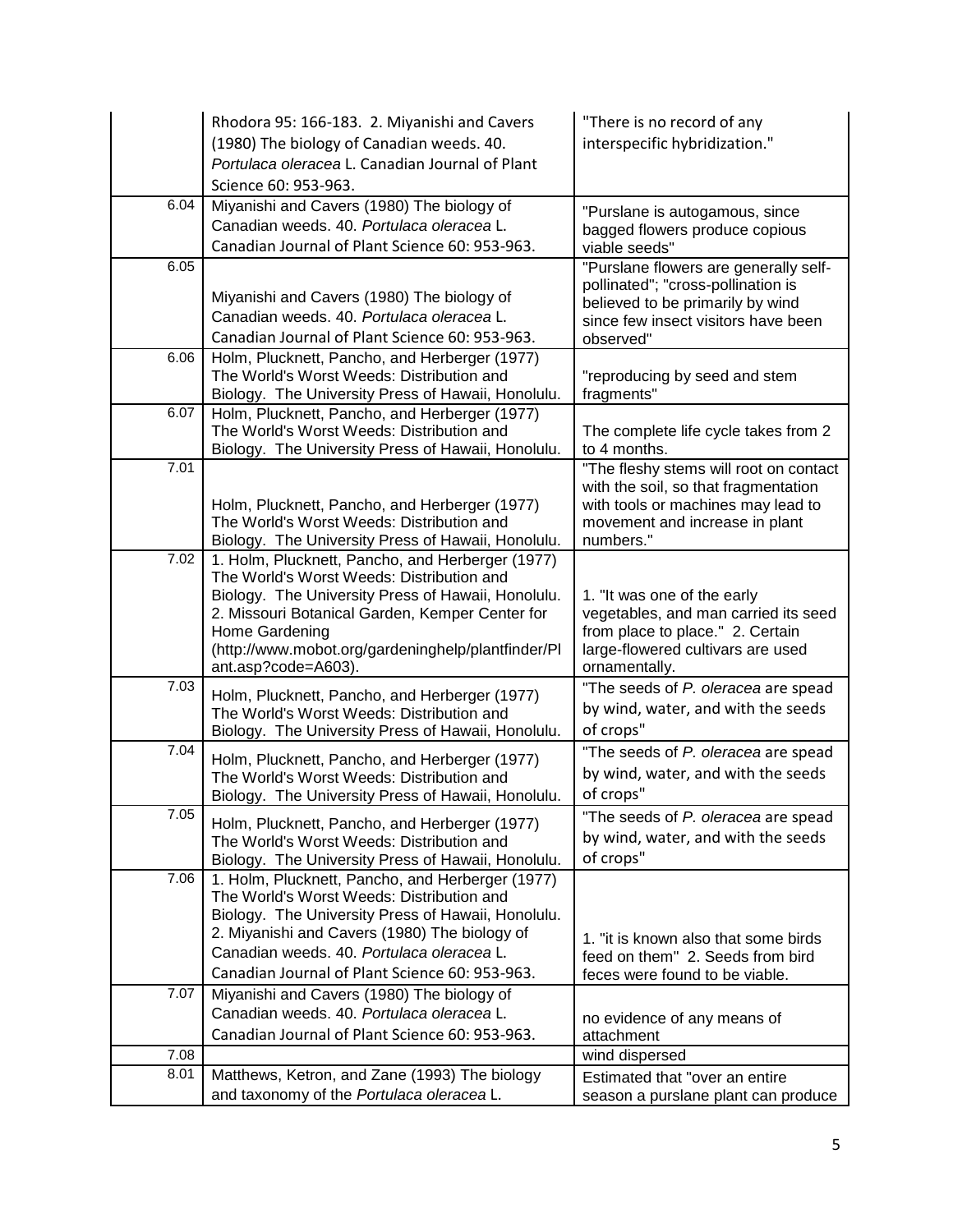| | | |
|---|---|---|
| | Rhodora 95: 166-183. 2. Miyanishi and Cavers (1980) The biology of Canadian weeds. 40. *Portulaca oleracea* L. Canadian Journal of Plant Science 60: 953-963. | "There is no record of any interspecific hybridization." |
| 6.04 | Miyanishi and Cavers (1980) The biology of Canadian weeds. 40. *Portulaca oleracea* L. Canadian Journal of Plant Science 60: 953-963. | "Purslane is autogamous, since bagged flowers produce copious viable seeds" |
| 6.05 | Miyanishi and Cavers (1980) The biology of Canadian weeds. 40. *Portulaca oleracea* L. Canadian Journal of Plant Science 60: 953-963. | "Purslane flowers are generally self-pollinated"; "cross-pollination is believed to be primarily by wind since few insect visitors have been observed" |
| 6.06 | Holm, Plucknett, Pancho, and Herberger (1977) The World's Worst Weeds: Distribution and Biology. The University Press of Hawaii, Honolulu. | "reproducing by seed and stem fragments" |
| 6.07 | Holm, Plucknett, Pancho, and Herberger (1977) The World's Worst Weeds: Distribution and Biology. The University Press of Hawaii, Honolulu. | The complete life cycle takes from 2 to 4 months. |
| 7.01 | Holm, Plucknett, Pancho, and Herberger (1977) The World's Worst Weeds: Distribution and Biology. The University Press of Hawaii, Honolulu. | "The fleshy stems will root on contact with the soil, so that fragmentation with tools or machines may lead to movement and increase in plant numbers." |
| 7.02 | 1. Holm, Plucknett, Pancho, and Herberger (1977) The World's Worst Weeds: Distribution and Biology. The University Press of Hawaii, Honolulu. 2. Missouri Botanical Garden, Kemper Center for Home Gardening (http://www.mobot.org/gardeninghelp/plantfinder/Plant.asp?code=A603). | 1. "It was one of the early vegetables, and man carried its seed from place to place." 2. Certain large-flowered cultivars are used ornamentally. |
| 7.03 | Holm, Plucknett, Pancho, and Herberger (1977) The World's Worst Weeds: Distribution and Biology. The University Press of Hawaii, Honolulu. | "The seeds of *P. oleracea* are spead by wind, water, and with the seeds of crops" |
| 7.04 | Holm, Plucknett, Pancho, and Herberger (1977) The World's Worst Weeds: Distribution and Biology. The University Press of Hawaii, Honolulu. | "The seeds of *P. oleracea* are spead by wind, water, and with the seeds of crops" |
| 7.05 | Holm, Plucknett, Pancho, and Herberger (1977) The World's Worst Weeds: Distribution and Biology. The University Press of Hawaii, Honolulu. | "The seeds of *P. oleracea* are spead by wind, water, and with the seeds of crops" |
| 7.06 | 1. Holm, Plucknett, Pancho, and Herberger (1977) The World's Worst Weeds: Distribution and Biology. The University Press of Hawaii, Honolulu. 2. Miyanishi and Cavers (1980) The biology of Canadian weeds. 40. *Portulaca oleracea* L. Canadian Journal of Plant Science 60: 953-963. | 1. "it is known also that some birds feed on them" 2. Seeds from bird feces were found to be viable. |
| 7.07 | Miyanishi and Cavers (1980) The biology of Canadian weeds. 40. *Portulaca oleracea* L. Canadian Journal of Plant Science 60: 953-963. | no evidence of any means of attachment |
| 7.08 | | wind dispersed |
| 8.01 | Matthews, Ketron, and Zane (1993) The biology and taxonomy of the *Portulaca oleracea* L. | Estimated that "over an entire season a purslane plant can produce |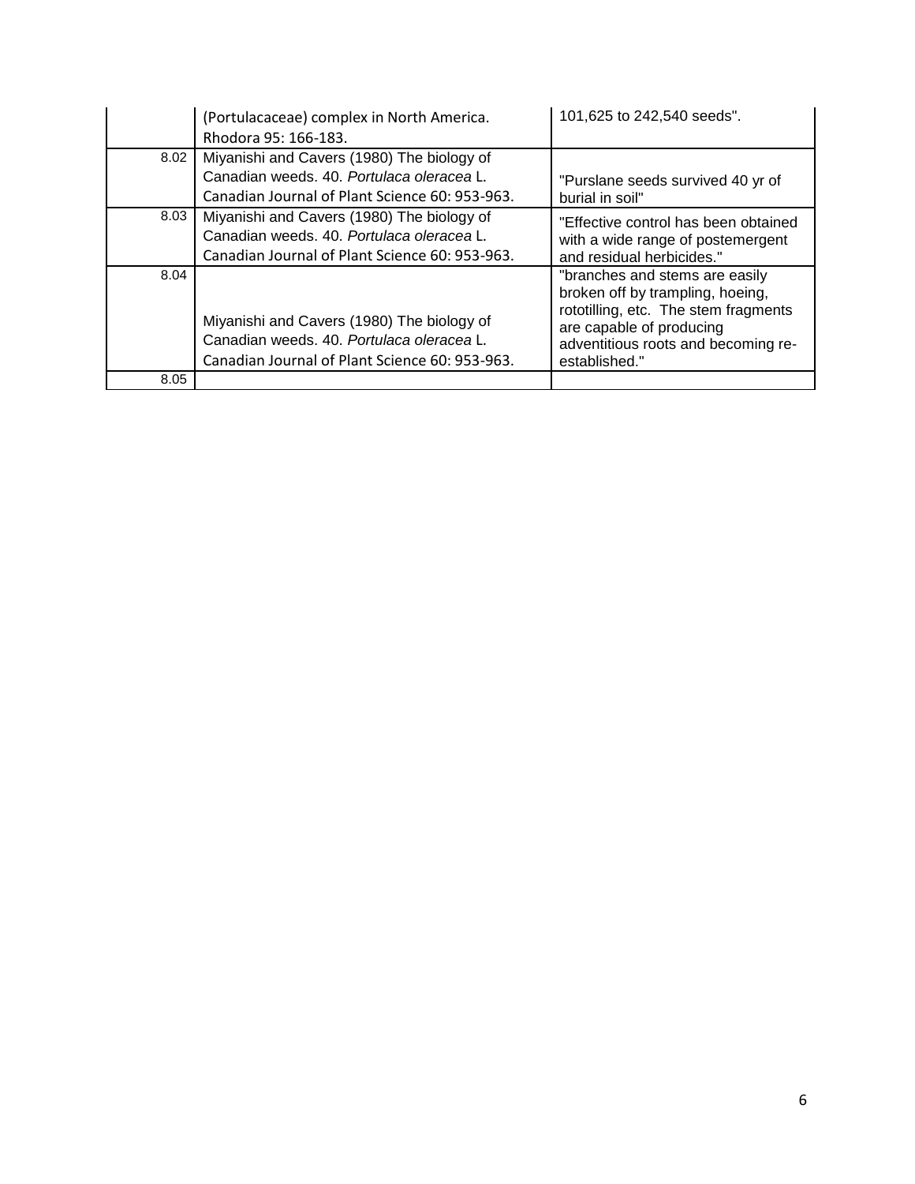| | | |
|---|---|---|
| | (Portulacaceae) complex in North America. Rhodora 95: 166-183. | 101,625 to 242,540 seeds". |
| 8.02 | Miyanishi and Cavers (1980) The biology of Canadian weeds. 40. *Portulaca oleracea* L. Canadian Journal of Plant Science 60: 953-963. | "Purslane seeds survived 40 yr of burial in soil" |
| 8.03 | Miyanishi and Cavers (1980) The biology of Canadian weeds. 40. *Portulaca oleracea* L. Canadian Journal of Plant Science 60: 953-963. | "Effective control has been obtained with a wide range of postemergent and residual herbicides." |
| 8.04 | Miyanishi and Cavers (1980) The biology of Canadian weeds. 40. *Portulaca oleracea* L. Canadian Journal of Plant Science 60: 953-963. | "branches and stems are easily broken off by trampling, hoeing, rototilling, etc. The stem fragments are capable of producing adventitious roots and becoming re-established." |
| 8.05 | | |